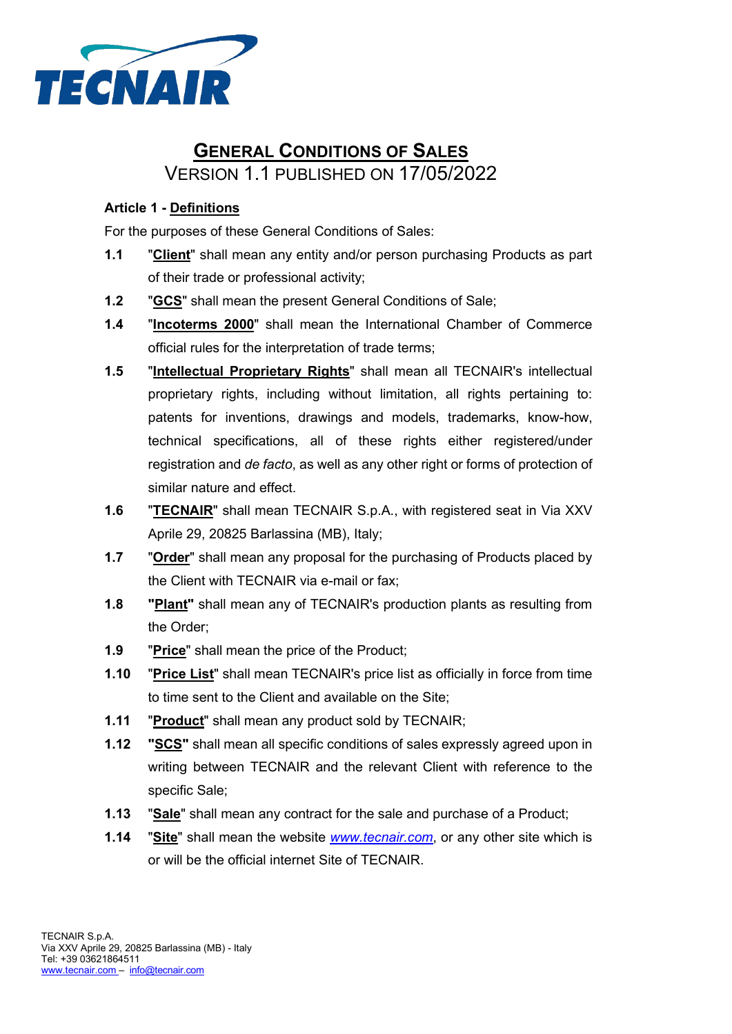# GENERAL CONDITIONS OF SALES

VERSION 1.1 PUBLISHED ON 17/05/2022

**Article 1 - Definitions**

For the purposes of these General Conditions of Sales:

**1.1** "**Client**" shall mean any entity and/or person purchasing Products as part of their trade or professional activity;

**1.2** "**GCS**" shall mean the present General Conditions of Sale;

**1.4** "**Incoterms 2000**" shall mean the International Chamber of Commerce official rules for the interpretation of trade terms;

**1.5** "**Intellectual Proprietary Rights**" shall mean all TECNAIR's intellectual proprietary rights, including without limitation, all rights pertaining to: patents for inventions, drawings and models, trademarks, know-how, technical specifications, all of these rights either registered/under registration and *de facto*, as well as any other right or forms of protection of similar nature and effect.

**1.6** "**TECNAIR**" shall mean TECNAIR S.p.A., with registered seat in Via XXV Aprile 29, 20825 Barlassina (MB), Italy;

**1.7** "**Order**" shall mean any proposal for the purchasing of Products placed by the Client with TECNAIR via e-mail or fax;

**1.8** **"Plant"** shall mean any of TECNAIR's production plants as resulting from the Order;

**1.9** "**Price**" shall mean the price of the Product;

**1.10** "**Price List**" shall mean TECNAIR's price list as officially in force from time to time sent to the Client and available on the Site;

**1.11** "**Product**" shall mean any product sold by TECNAIR;

**1.12** **"SCS"** shall mean all specific conditions of sales expressly agreed upon in writing between TECNAIR and the relevant Client with reference to the specific Sale;

**1.13** "**Sale**" shall mean any contract for the sale and purchase of a Product;

**1.14** "**Site**" shall mean the website *www.tecnair.com*, or any other site which is or will be the official internet Site of TECNAIR.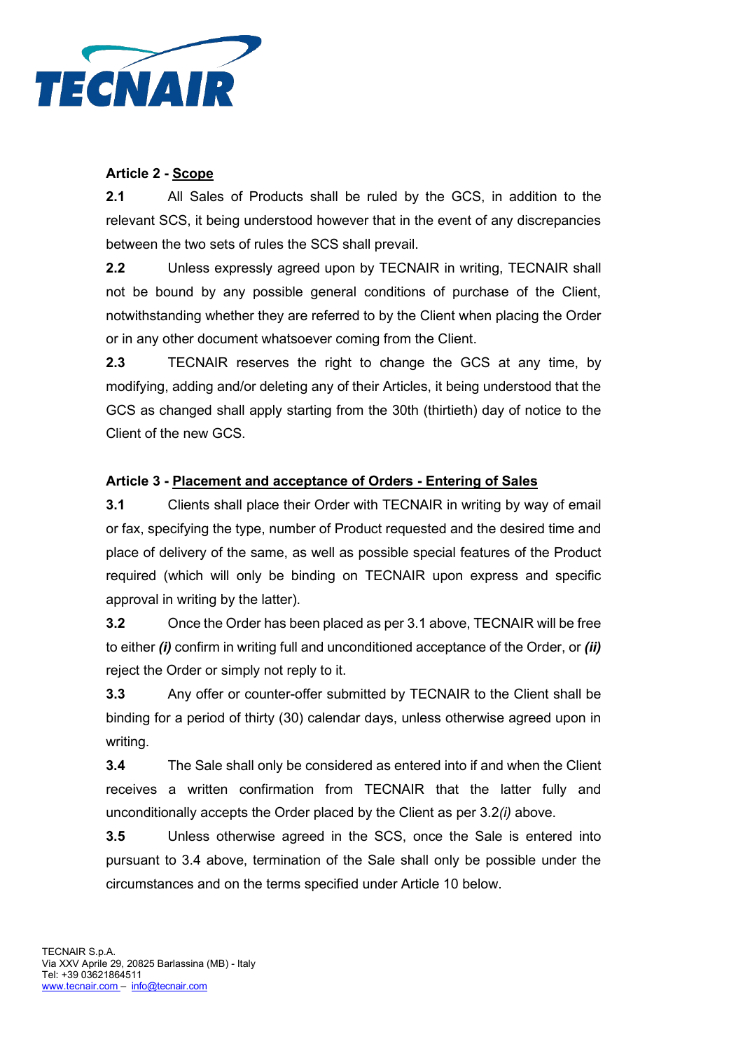**Article 2 - Scope**

**2.1** All Sales of Products shall be ruled by the GCS, in addition to the relevant SCS, it being understood however that in the event of any discrepancies between the two sets of rules the SCS shall prevail.

**2.2** Unless expressly agreed upon by TECNAIR in writing, TECNAIR shall not be bound by any possible general conditions of purchase of the Client, notwithstanding whether they are referred to by the Client when placing the Order or in any other document whatsoever coming from the Client.

**2.3** TECNAIR reserves the right to change the GCS at any time, by modifying, adding and/or deleting any of their Articles, it being understood that the GCS as changed shall apply starting from the 30th (thirtieth) day of notice to the Client of the new GCS.

**Article 3 - Placement and acceptance of Orders - Entering of Sales**

**3.1** Clients shall place their Order with TECNAIR in writing by way of email or fax, specifying the type, number of Product requested and the desired time and place of delivery of the same, as well as possible special features of the Product required (which will only be binding on TECNAIR upon express and specific approval in writing by the latter).

**3.2** Once the Order has been placed as per 3.1 above, TECNAIR will be free to either ***(i)*** confirm in writing full and unconditioned acceptance of the Order, or ***(ii)*** reject the Order or simply not reply to it.

**3.3** Any offer or counter-offer submitted by TECNAIR to the Client shall be binding for a period of thirty (30) calendar days, unless otherwise agreed upon in writing.

**3.4** The Sale shall only be considered as entered into if and when the Client receives a written confirmation from TECNAIR that the latter fully and unconditionally accepts the Order placed by the Client as per 3.2*(i)* above.

**3.5** Unless otherwise agreed in the SCS, once the Sale is entered into pursuant to 3.4 above, termination of the Sale shall only be possible under the circumstances and on the terms specified under Article 10 below.

TECNAIR S.p.A.
Via XXV Aprile 29, 20825 Barlassina (MB) - Italy
Tel: +39 03621864511
www.tecnair.com – info@tecnair.com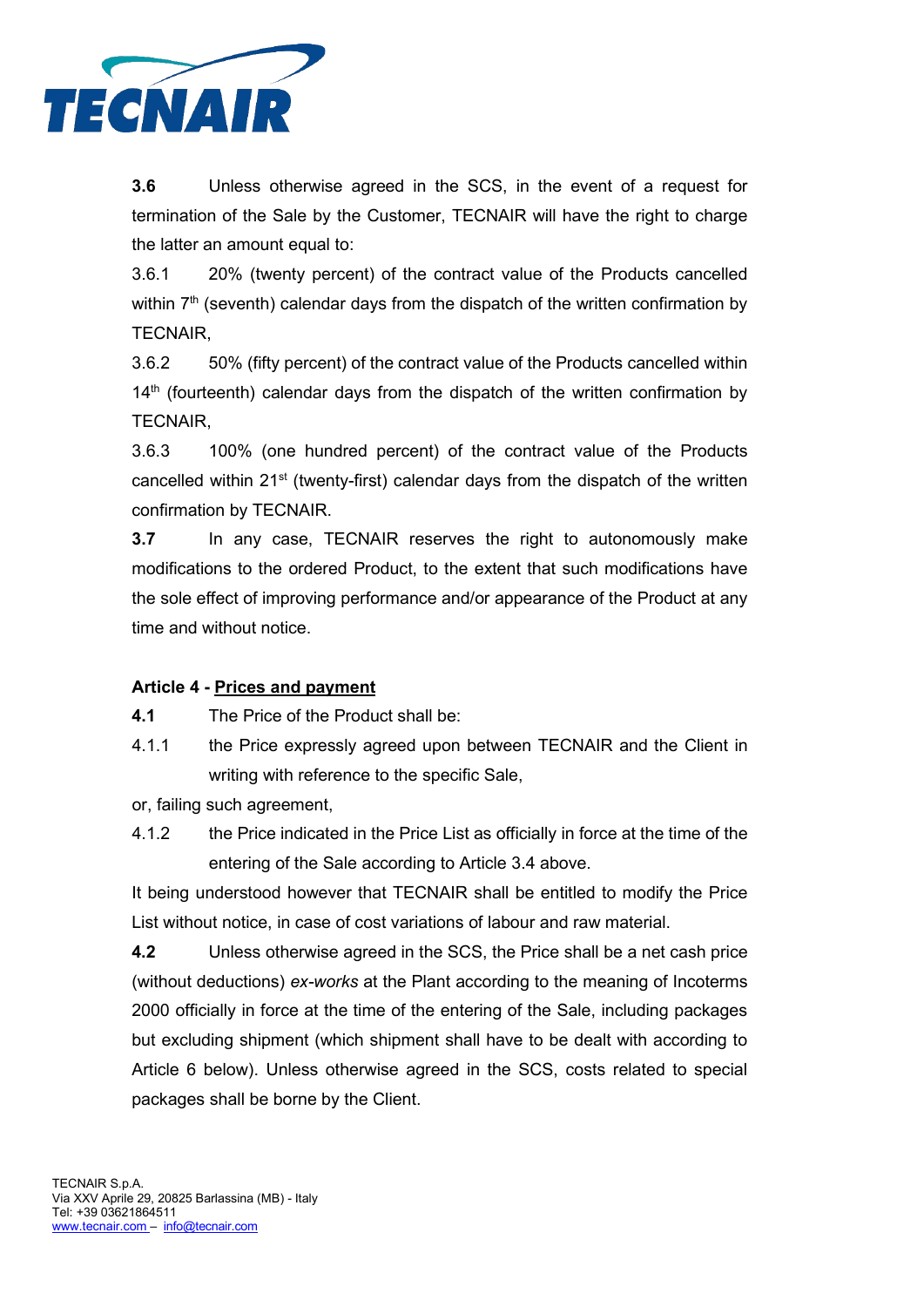**3.6** Unless otherwise agreed in the SCS, in the event of a request for termination of the Sale by the Customer, TECNAIR will have the right to charge the latter an amount equal to:

3.6.1 20% (twenty percent) of the contract value of the Products cancelled within 7th (seventh) calendar days from the dispatch of the written confirmation by TECNAIR,

3.6.2 50% (fifty percent) of the contract value of the Products cancelled within 14th (fourteenth) calendar days from the dispatch of the written confirmation by TECNAIR,

3.6.3 100% (one hundred percent) of the contract value of the Products cancelled within 21st (twenty-first) calendar days from the dispatch of the written confirmation by TECNAIR.

**3.7** In any case, TECNAIR reserves the right to autonomously make modifications to the ordered Product, to the extent that such modifications have the sole effect of improving performance and/or appearance of the Product at any time and without notice.

**Article 4 - Prices and payment**

**4.1** The Price of the Product shall be:

4.1.1 the Price expressly agreed upon between TECNAIR and the Client in writing with reference to the specific Sale,

or, failing such agreement,

4.1.2 the Price indicated in the Price List as officially in force at the time of the entering of the Sale according to Article 3.4 above.

It being understood however that TECNAIR shall be entitled to modify the Price List without notice, in case of cost variations of labour and raw material.

**4.2** Unless otherwise agreed in the SCS, the Price shall be a net cash price (without deductions) *ex-works* at the Plant according to the meaning of Incoterms 2000 officially in force at the time of the entering of the Sale, including packages but excluding shipment (which shipment shall have to be dealt with according to Article 6 below). Unless otherwise agreed in the SCS, costs related to special packages shall be borne by the Client.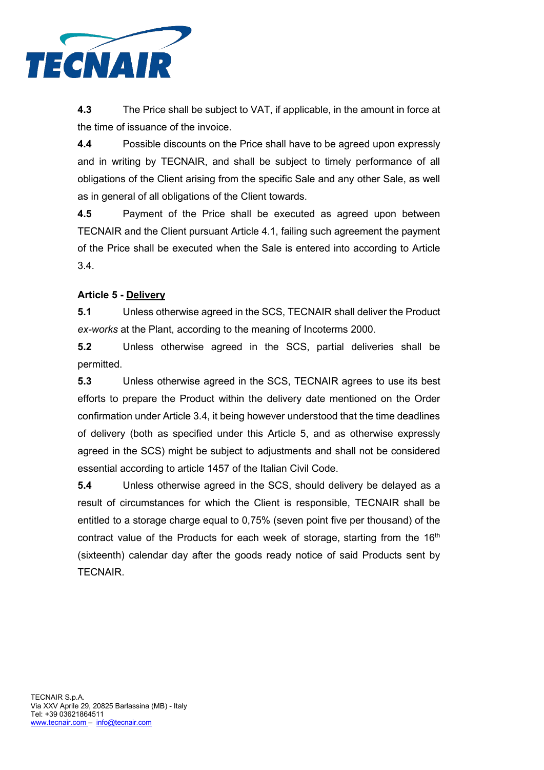**4.3** The Price shall be subject to VAT, if applicable, in the amount in force at the time of issuance of the invoice.

**4.4** Possible discounts on the Price shall have to be agreed upon expressly and in writing by TECNAIR, and shall be subject to timely performance of all obligations of the Client arising from the specific Sale and any other Sale, as well as in general of all obligations of the Client towards.

**4.5** Payment of the Price shall be executed as agreed upon between TECNAIR and the Client pursuant Article 4.1, failing such agreement the payment of the Price shall be executed when the Sale is entered into according to Article 3.4.

**Article 5 - Delivery**

**5.1** Unless otherwise agreed in the SCS, TECNAIR shall deliver the Product *ex-works* at the Plant, according to the meaning of Incoterms 2000.

**5.2** Unless otherwise agreed in the SCS, partial deliveries shall be permitted.

**5.3** Unless otherwise agreed in the SCS, TECNAIR agrees to use its best efforts to prepare the Product within the delivery date mentioned on the Order confirmation under Article 3.4, it being however understood that the time deadlines of delivery (both as specified under this Article 5, and as otherwise expressly agreed in the SCS) might be subject to adjustments and shall not be considered essential according to article 1457 of the Italian Civil Code.

**5.4** Unless otherwise agreed in the SCS, should delivery be delayed as a result of circumstances for which the Client is responsible, TECNAIR shall be entitled to a storage charge equal to 0,75% (seven point five per thousand) of the contract value of the Products for each week of storage, starting from the 16th (sixteenth) calendar day after the goods ready notice of said Products sent by TECNAIR.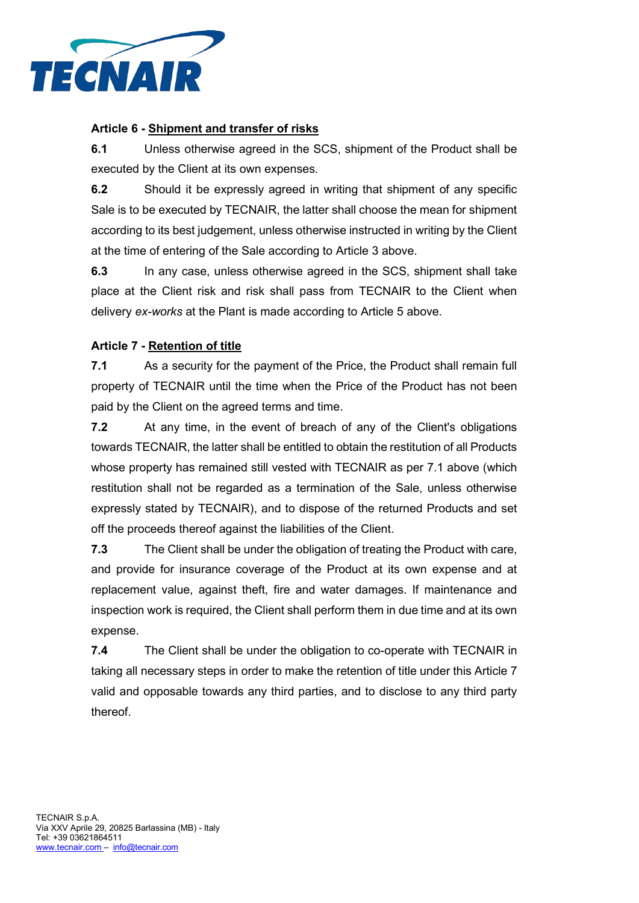**Article 6 - Shipment and transfer of risks**

**6.1** Unless otherwise agreed in the SCS, shipment of the Product shall be executed by the Client at its own expenses.

**6.2** Should it be expressly agreed in writing that shipment of any specific Sale is to be executed by TECNAIR, the latter shall choose the mean for shipment according to its best judgement, unless otherwise instructed in writing by the Client at the time of entering of the Sale according to Article 3 above.

**6.3** In any case, unless otherwise agreed in the SCS, shipment shall take place at the Client risk and risk shall pass from TECNAIR to the Client when delivery *ex-works* at the Plant is made according to Article 5 above.

**Article 7 - Retention of title**

**7.1** As a security for the payment of the Price, the Product shall remain full property of TECNAIR until the time when the Price of the Product has not been paid by the Client on the agreed terms and time.

**7.2** At any time, in the event of breach of any of the Client's obligations towards TECNAIR, the latter shall be entitled to obtain the restitution of all Products whose property has remained still vested with TECNAIR as per 7.1 above (which restitution shall not be regarded as a termination of the Sale, unless otherwise expressly stated by TECNAIR), and to dispose of the returned Products and set off the proceeds thereof against the liabilities of the Client.

**7.3** The Client shall be under the obligation of treating the Product with care, and provide for insurance coverage of the Product at its own expense and at replacement value, against theft, fire and water damages. If maintenance and inspection work is required, the Client shall perform them in due time and at its own expense.

**7.4** The Client shall be under the obligation to co-operate with TECNAIR in taking all necessary steps in order to make the retention of title under this Article 7 valid and opposable towards any third parties, and to disclose to any third party thereof.

TECNAIR S.p.A.
Via XXV Aprile 29, 20825 Barlassina (MB) - Italy
Tel: +39 03621864511
www.tecnair.com – info@tecnair.com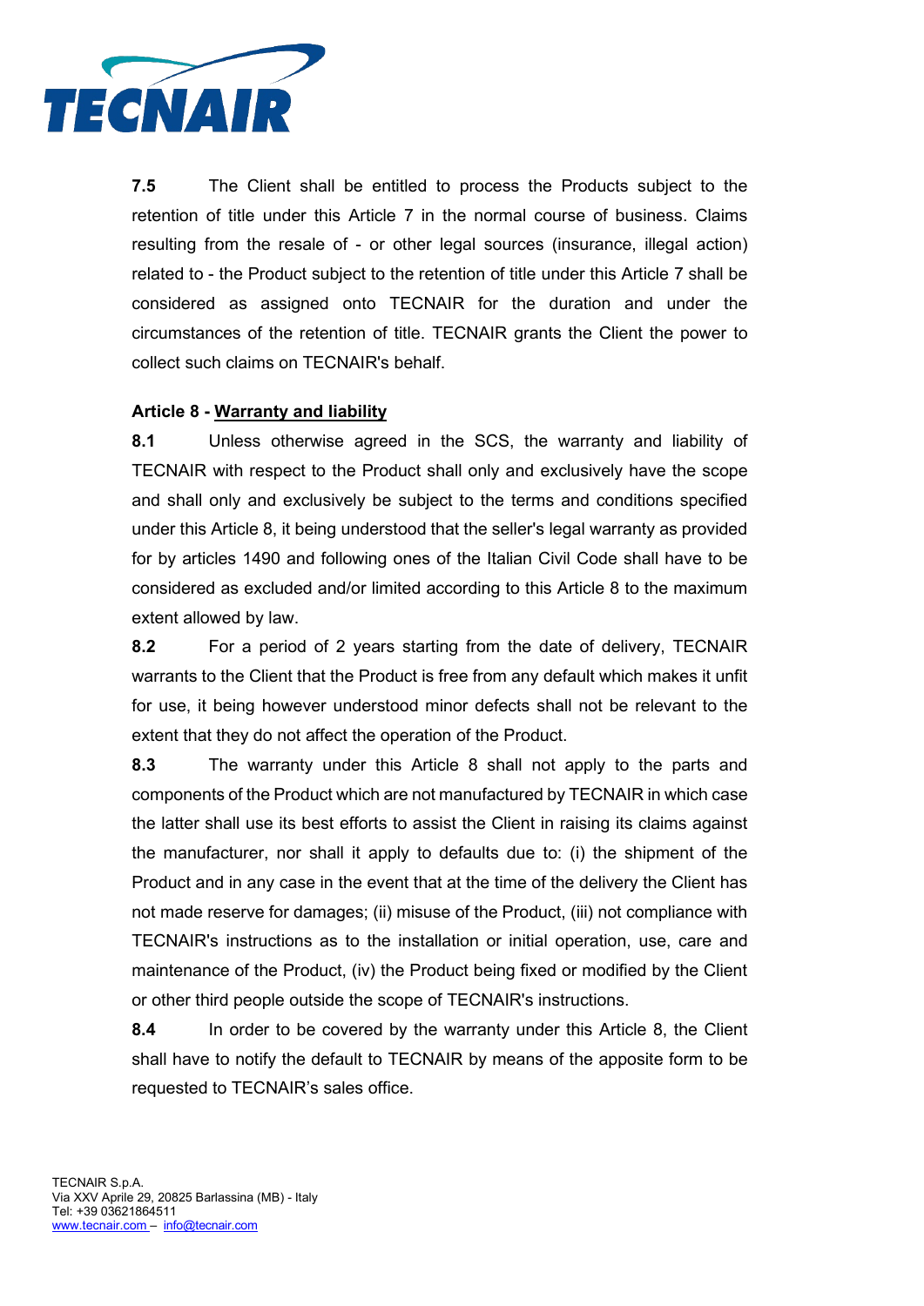**7.5** The Client shall be entitled to process the Products subject to the retention of title under this Article 7 in the normal course of business. Claims resulting from the resale of - or other legal sources (insurance, illegal action) related to - the Product subject to the retention of title under this Article 7 shall be considered as assigned onto TECNAIR for the duration and under the circumstances of the retention of title. TECNAIR grants the Client the power to collect such claims on TECNAIR's behalf.

**Article 8 - Warranty and liability**

**8.1** Unless otherwise agreed in the SCS, the warranty and liability of TECNAIR with respect to the Product shall only and exclusively have the scope and shall only and exclusively be subject to the terms and conditions specified under this Article 8, it being understood that the seller's legal warranty as provided for by articles 1490 and following ones of the Italian Civil Code shall have to be considered as excluded and/or limited according to this Article 8 to the maximum extent allowed by law.

**8.2** For a period of 2 years starting from the date of delivery, TECNAIR warrants to the Client that the Product is free from any default which makes it unfit for use, it being however understood minor defects shall not be relevant to the extent that they do not affect the operation of the Product.

**8.3** The warranty under this Article 8 shall not apply to the parts and components of the Product which are not manufactured by TECNAIR in which case the latter shall use its best efforts to assist the Client in raising its claims against the manufacturer, nor shall it apply to defaults due to: (i) the shipment of the Product and in any case in the event that at the time of the delivery the Client has not made reserve for damages; (ii) misuse of the Product, (iii) not compliance with TECNAIR's instructions as to the installation or initial operation, use, care and maintenance of the Product, (iv) the Product being fixed or modified by the Client or other third people outside the scope of TECNAIR's instructions.

**8.4** In order to be covered by the warranty under this Article 8, the Client shall have to notify the default to TECNAIR by means of the apposite form to be requested to TECNAIR's sales office.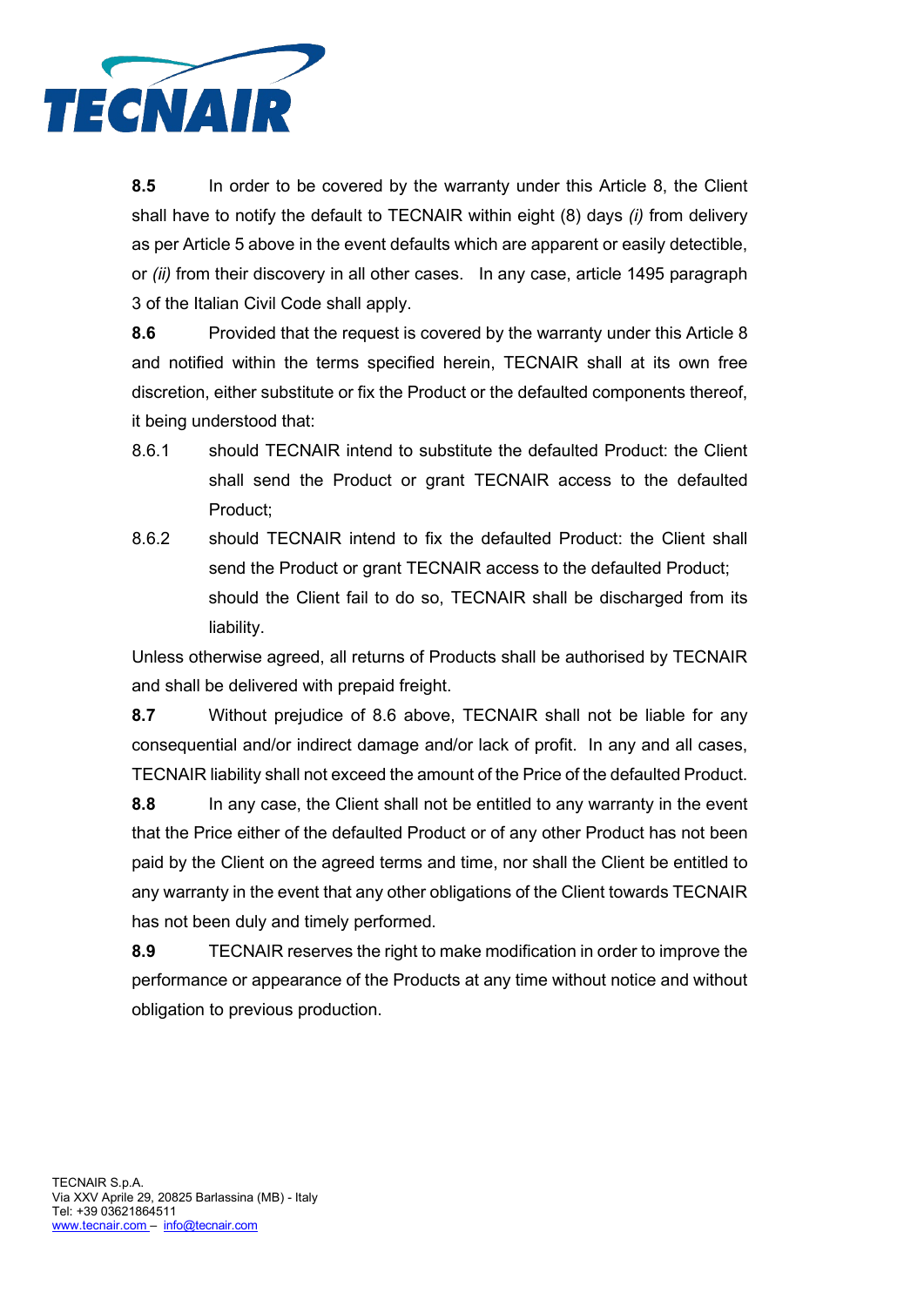**8.5** In order to be covered by the warranty under this Article 8, the Client shall have to notify the default to TECNAIR within eight (8) days *(i)* from delivery as per Article 5 above in the event defaults which are apparent or easily detectible, or *(ii)* from their discovery in all other cases. In any case, article 1495 paragraph 3 of the Italian Civil Code shall apply.

**8.6** Provided that the request is covered by the warranty under this Article 8 and notified within the terms specified herein, TECNAIR shall at its own free discretion, either substitute or fix the Product or the defaulted components thereof, it being understood that:

8.6.1 should TECNAIR intend to substitute the defaulted Product: the Client shall send the Product or grant TECNAIR access to the defaulted Product;

8.6.2 should TECNAIR intend to fix the defaulted Product: the Client shall send the Product or grant TECNAIR access to the defaulted Product; should the Client fail to do so, TECNAIR shall be discharged from its liability.

Unless otherwise agreed, all returns of Products shall be authorised by TECNAIR and shall be delivered with prepaid freight.

**8.7** Without prejudice of 8.6 above, TECNAIR shall not be liable for any consequential and/or indirect damage and/or lack of profit. In any and all cases, TECNAIR liability shall not exceed the amount of the Price of the defaulted Product.

**8.8** In any case, the Client shall not be entitled to any warranty in the event that the Price either of the defaulted Product or of any other Product has not been paid by the Client on the agreed terms and time, nor shall the Client be entitled to any warranty in the event that any other obligations of the Client towards TECNAIR has not been duly and timely performed.

**8.9** TECNAIR reserves the right to make modification in order to improve the performance or appearance of the Products at any time without notice and without obligation to previous production.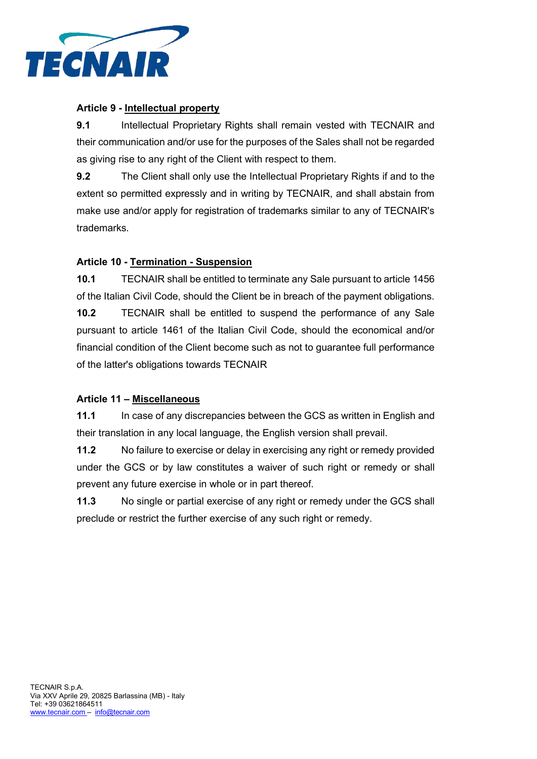**Article 9 - Intellectual property**

**9.1** Intellectual Proprietary Rights shall remain vested with TECNAIR and their communication and/or use for the purposes of the Sales shall not be regarded as giving rise to any right of the Client with respect to them.

**9.2** The Client shall only use the Intellectual Proprietary Rights if and to the extent so permitted expressly and in writing by TECNAIR, and shall abstain from make use and/or apply for registration of trademarks similar to any of TECNAIR's trademarks.

**Article 10 - Termination - Suspension**

**10.1** TECNAIR shall be entitled to terminate any Sale pursuant to article 1456 of the Italian Civil Code, should the Client be in breach of the payment obligations.

**10.2** TECNAIR shall be entitled to suspend the performance of any Sale pursuant to article 1461 of the Italian Civil Code, should the economical and/or financial condition of the Client become such as not to guarantee full performance of the latter's obligations towards TECNAIR

**Article 11 – Miscellaneous**

**11.1** In case of any discrepancies between the GCS as written in English and their translation in any local language, the English version shall prevail.

**11.2** No failure to exercise or delay in exercising any right or remedy provided under the GCS or by law constitutes a waiver of such right or remedy or shall prevent any future exercise in whole or in part thereof.

**11.3** No single or partial exercise of any right or remedy under the GCS shall preclude or restrict the further exercise of any such right or remedy.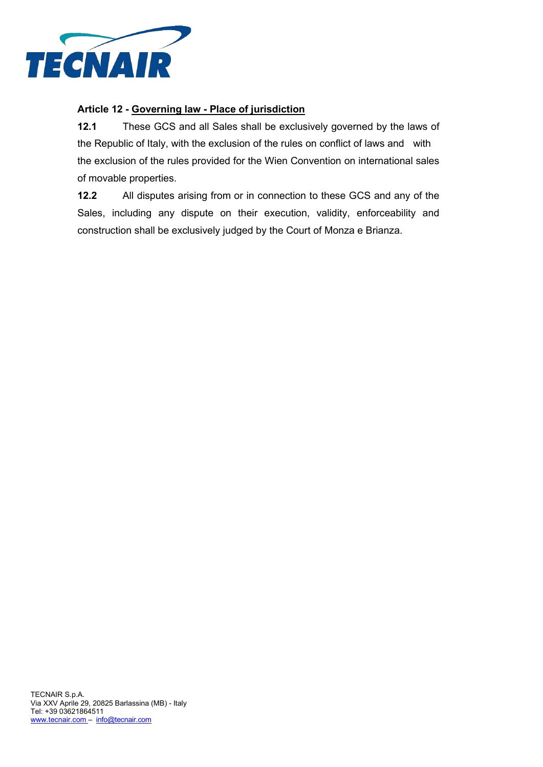**Article 12 - Governing law - Place of jurisdiction**

**12.1** These GCS and all Sales shall be exclusively governed by the laws of the Republic of Italy, with the exclusion of the rules on conflict of laws and with the exclusion of the rules provided for the Wien Convention on international sales of movable properties.

**12.2** All disputes arising from or in connection to these GCS and any of the Sales, including any dispute on their execution, validity, enforceability and construction shall be exclusively judged by the Court of Monza e Brianza.